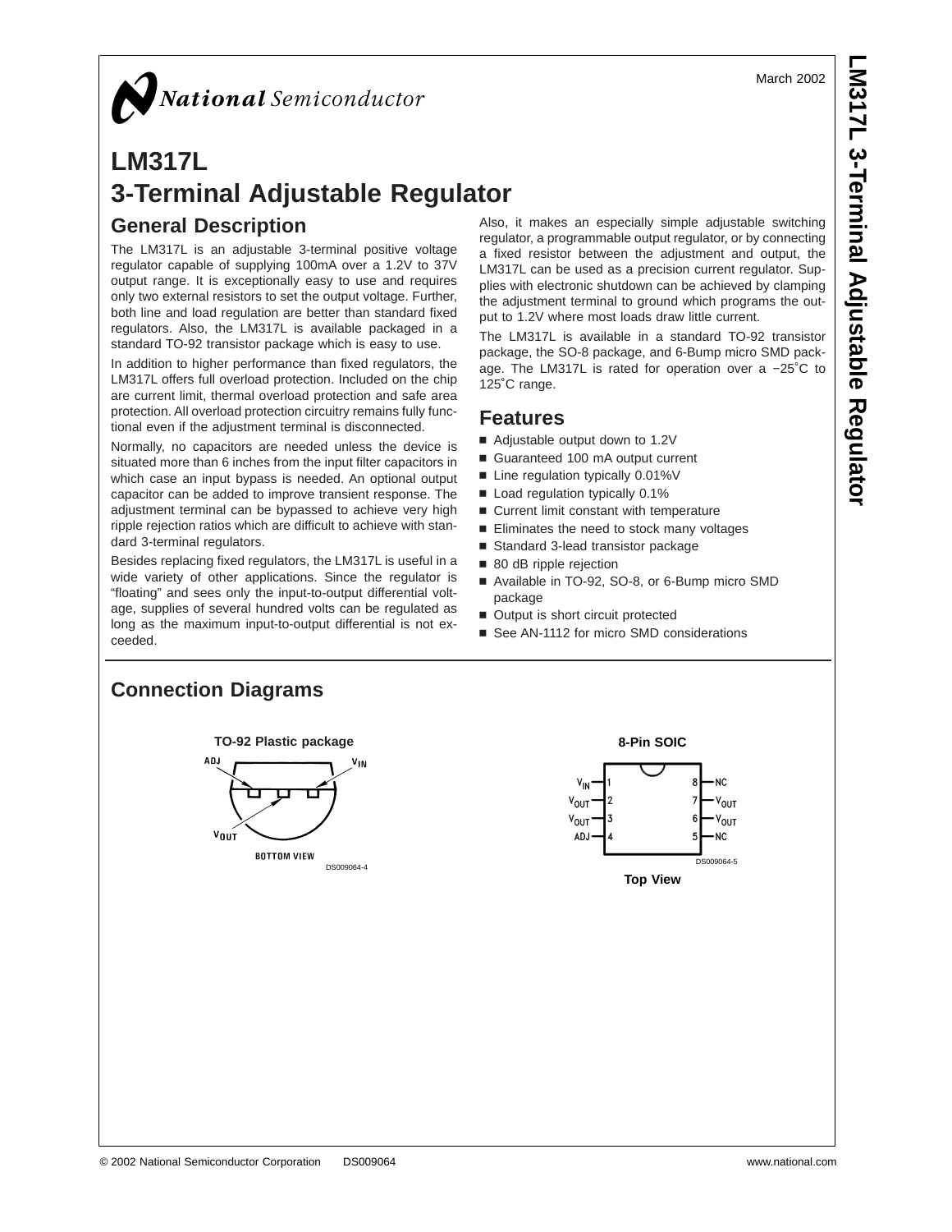# LM317L 3-Terminal Adjustable Regulator

March 2002

## General Description

The LM317L is an adjustable 3-terminal positive voltage regulator capable of supplying 100mA over a 1.2V to 37V output range. It is exceptionally easy to use and requires only two external resistors to set the output voltage. Further, both line and load regulation are better than standard fixed regulators. Also, the LM317L is available packaged in a standard TO-92 transistor package which is easy to use.

In addition to higher performance than fixed regulators, the LM317L offers full overload protection. Included on the chip are current limit, thermal overload protection and safe area protection. All overload protection circuitry remains fully functional even if the adjustment terminal is disconnected.

Normally, no capacitors are needed unless the device is situated more than 6 inches from the input filter capacitors in which case an input bypass is needed. An optional output capacitor can be added to improve transient response. The adjustment terminal can be bypassed to achieve very high ripple rejection ratios which are difficult to achieve with standard 3-terminal regulators.

Besides replacing fixed regulators, the LM317L is useful in a wide variety of other applications. Since the regulator is "floating" and sees only the input-to-output differential voltage, supplies of several hundred volts can be regulated as long as the maximum input-to-output differential is not exceeded.

Also, it makes an especially simple adjustable switching regulator, a programmable output regulator, or by connecting a fixed resistor between the adjustment and output, the LM317L can be used as a precision current regulator. Supplies with electronic shutdown can be achieved by clamping the adjustment terminal to ground which programs the output to 1.2V where most loads draw little current.

The LM317L is available in a standard TO-92 transistor package, the SO-8 package, and 6-Bump micro SMD package. The LM317L is rated for operation over a −25˚C to 125˚C range.

## Features

- Adjustable output down to 1.2V
- Guaranteed 100 mA output current
- Line regulation typically 0.01%V
- Load regulation typically 0.1%
- Current limit constant with temperature
- Eliminates the need to stock many voltages
- Standard 3-lead transistor package
- 80 dB ripple rejection
- Available in TO-92, SO-8, or 6-Bump micro SMD package
- Output is short circuit protected
- See AN-1112 for micro SMD considerations

## Connection Diagrams

**TO-92 Plastic package**

ADJ, $V_{IN}$, $V_{OUT}$

BOTTOM VIEW

DS009064-4

**8-Pin SOIC**

| Pin | Function | Pin | Function |
|---|---|---|---|
| 1 | $V_{IN}$ | 8 | NC |
| 2 | $V_{OUT}$ | 7 | $V_{OUT}$ |
| 3 | $V_{OUT}$ | 6 | $V_{OUT}$ |
| 4 | ADJ | 5 | NC |

DS009064-5

**Top View**

© 2002 National Semiconductor Corporation DS009064 www.national.com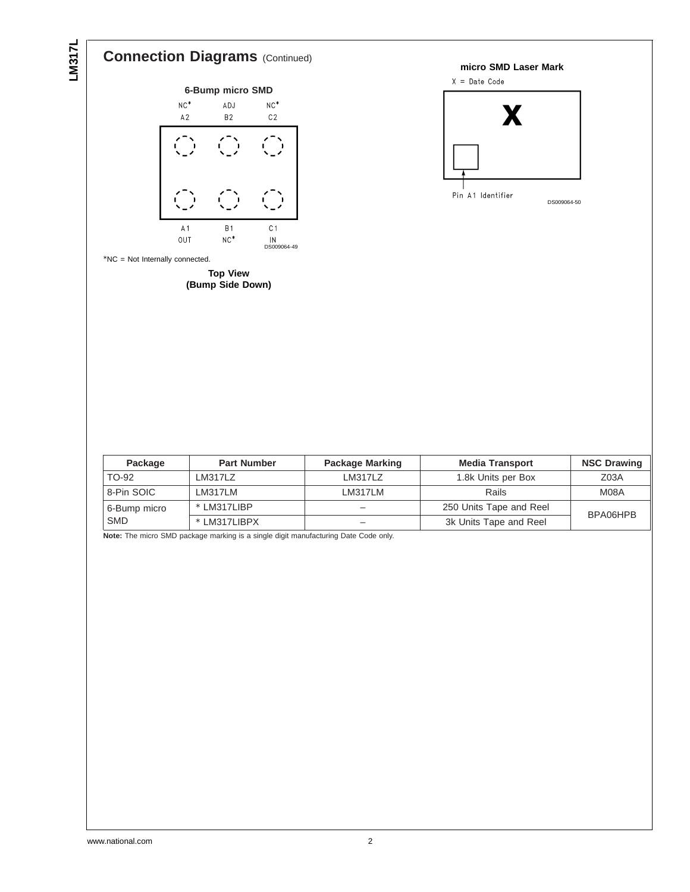## Connection Diagrams (Continued)

**6-Bump micro SMD**

| NC* | ADJ | NC* |
|---|---|---|
| A2 | B2 | C2 |
| A1 | B1 | C1 |
| OUT | NC* | IN |

DS009064-49

*NC = Not Internally connected.

**Top View**
**(Bump Side Down)**

**micro SMD Laser Mark**

X = Date Code

Pin A1 Identifier

DS009064-50

| Package | Part Number | Package Marking | Media Transport | NSC Drawing |
|---|---|---|---|---|
| TO-92 | LM317LZ | LM317LZ | 1.8k Units per Box | Z03A |
| 8-Pin SOIC | LM317LM | LM317LM | Rails | M08A |
| 6-Bump micro SMD | * LM317LIBP | – | 250 Units Tape and Reel | BPA06HPB |
| | * LM317LIBPX | – | 3k Units Tape and Reel | |

**Note:** The micro SMD package marking is a single digit manufacturing Date Code only.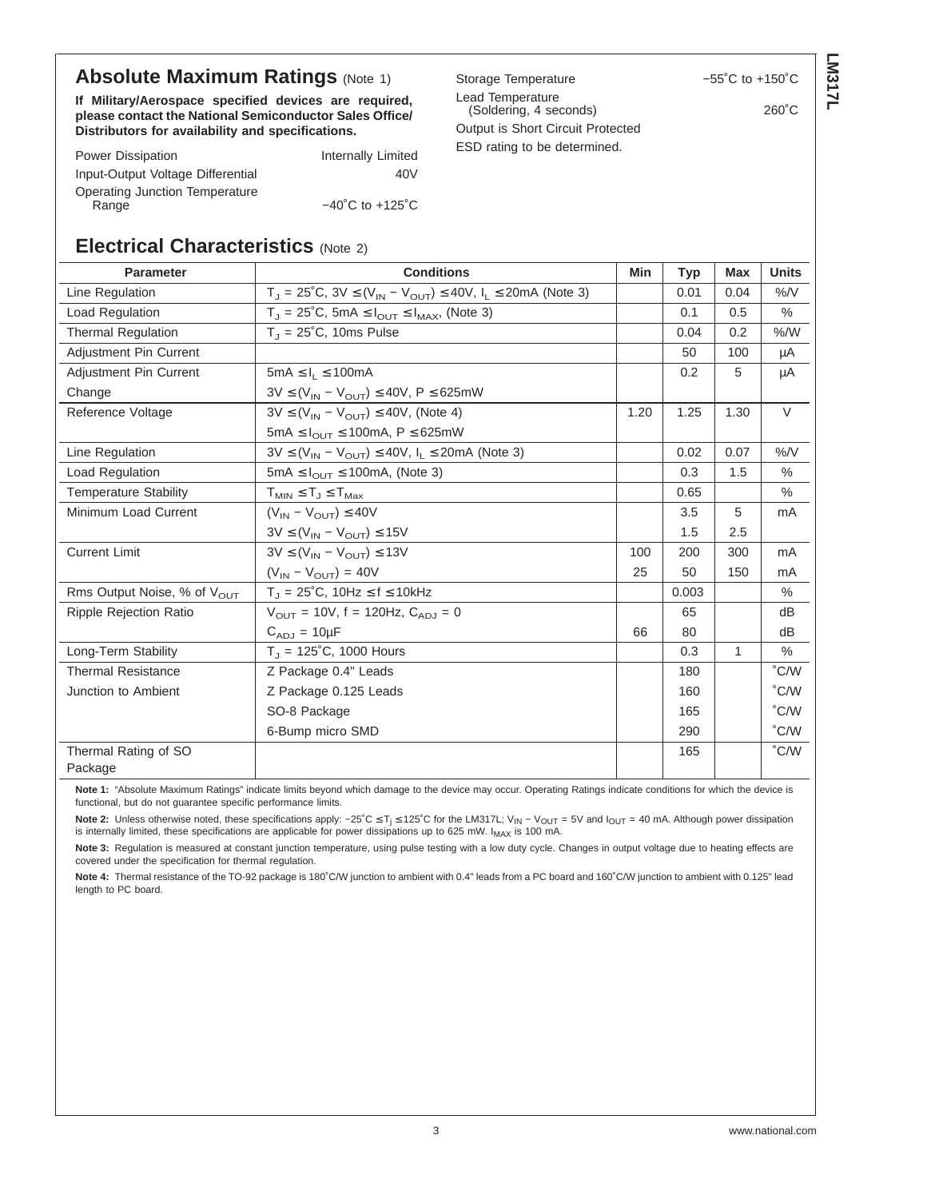## Absolute Maximum Ratings (Note 1)

**If Military/Aerospace specified devices are required, please contact the National Semiconductor Sales Office/ Distributors for availability and specifications.**

| | |
|---|---|
| Power Dissipation | Internally Limited |
| Input-Output Voltage Differential | 40V |
| Operating Junction Temperature Range | −40˚C to +125˚C |
| Storage Temperature | −55˚C to +150˚C |
| Lead Temperature (Soldering, 4 seconds) | 260˚C |

Output is Short Circuit Protected

ESD rating to be determined.

## Electrical Characteristics (Note 2)

| Parameter | Conditions | Min | Typ | Max | Units |
|---|---|---|---|---|---|
| Line Regulation | $T_J$ = 25˚C, 3V ≤ ($V_{IN}$ − $V_{OUT}$) ≤ 40V, $I_L$ ≤ 20mA (Note 3) | | 0.01 | 0.04 | %/V |
| Load Regulation | $T_J$ = 25˚C, 5mA ≤ $I_{OUT}$ ≤ $I_{MAX}$, (Note 3) | | 0.1 | 0.5 | % |
| Thermal Regulation | $T_J$ = 25˚C, 10ms Pulse | | 0.04 | 0.2 | %/W |
| Adjustment Pin Current | | | 50 | 100 | µA |
| Adjustment Pin Current Change | 5mA ≤ $I_L$ ≤ 100mA<br>3V ≤ ($V_{IN}$ − $V_{OUT}$) ≤ 40V, P ≤ 625mW | | 0.2 | 5 | µA |
| Reference Voltage | 3V ≤ ($V_{IN}$ − $V_{OUT}$) ≤ 40V, (Note 4)<br>5mA ≤ $I_{OUT}$ ≤ 100mA, P ≤ 625mW | 1.20 | 1.25 | 1.30 | V |
| Line Regulation | 3V ≤ ($V_{IN}$ − $V_{OUT}$) ≤ 40V, $I_L$ ≤ 20mA (Note 3) | | 0.02 | 0.07 | %/V |
| Load Regulation | 5mA ≤ $I_{OUT}$ ≤ 100mA, (Note 3) | | 0.3 | 1.5 | % |
| Temperature Stability | $T_{MIN}$ ≤ $T_J$ ≤ $T_{Max}$ | | 0.65 | | % |
| Minimum Load Current | ($V_{IN}$ − $V_{OUT}$) ≤ 40V | | 3.5 | 5 | mA |
| | 3V ≤ ($V_{IN}$ − $V_{OUT}$) ≤ 15V | | 1.5 | 2.5 | |
| Current Limit | 3V ≤ ($V_{IN}$ − $V_{OUT}$) ≤ 13V | 100 | 200 | 300 | mA |
| | ($V_{IN}$ − $V_{OUT}$) = 40V | 25 | 50 | 150 | mA |
| Rms Output Noise, % of $V_{OUT}$ | $T_J$ = 25˚C, 10Hz ≤ f ≤ 10kHz | | 0.003 | | % |
| Ripple Rejection Ratio | $V_{OUT}$ = 10V, f = 120Hz, $C_{ADJ}$ = 0 | | 65 | | dB |
| | $C_{ADJ}$ = 10µF | 66 | 80 | | dB |
| Long-Term Stability | $T_J$ = 125˚C, 1000 Hours | | 0.3 | 1 | % |
| Thermal Resistance Junction to Ambient | Z Package 0.4" Leads | | 180 | | ˚C/W |
| | Z Package 0.125 Leads | | 160 | | ˚C/W |
| | SO-8 Package | | 165 | | ˚C/W |
| | 6-Bump micro SMD | | 290 | | ˚C/W |
| Thermal Rating of SO Package | | | 165 | | ˚C/W |

**Note 1:** "Absolute Maximum Ratings" indicate limits beyond which damage to the device may occur. Operating Ratings indicate conditions for which the device is functional, but do not guarantee specific performance limits.

**Note 2:** Unless otherwise noted, these specifications apply: −25˚C ≤ $T_j$ ≤ 125˚C for the LM317L; $V_{IN}$ − $V_{OUT}$ = 5V and $I_{OUT}$ = 40 mA. Although power dissipation is internally limited, these specifications are applicable for power dissipations up to 625 mW. $I_{MAX}$ is 100 mA.

**Note 3:** Regulation is measured at constant junction temperature, using pulse testing with a low duty cycle. Changes in output voltage due to heating effects are covered under the specification for thermal regulation.

**Note 4:** Thermal resistance of the TO-92 package is 180˚C/W junction to ambient with 0.4" leads from a PC board and 160˚C/W junction to ambient with 0.125" lead length to PC board.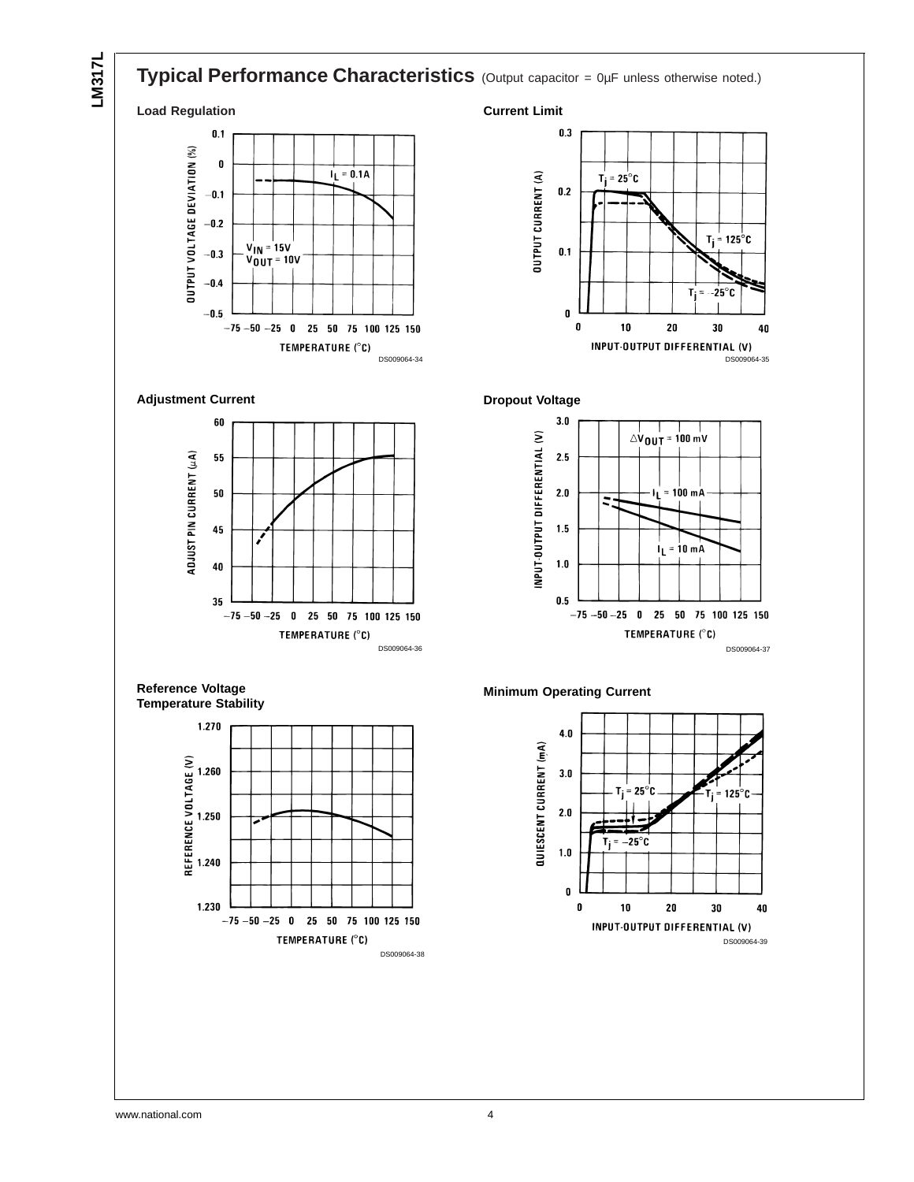## Typical Performance Characteristics (Output capacitor = 0µF unless otherwise noted.)

**Load Regulation**

DS009064-34

**Current Limit**

DS009064-35

**Adjustment Current**

DS009064-36

**Dropout Voltage**

DS009064-37

**Reference Voltage Temperature Stability**

DS009064-38

**Minimum Operating Current**

DS009064-39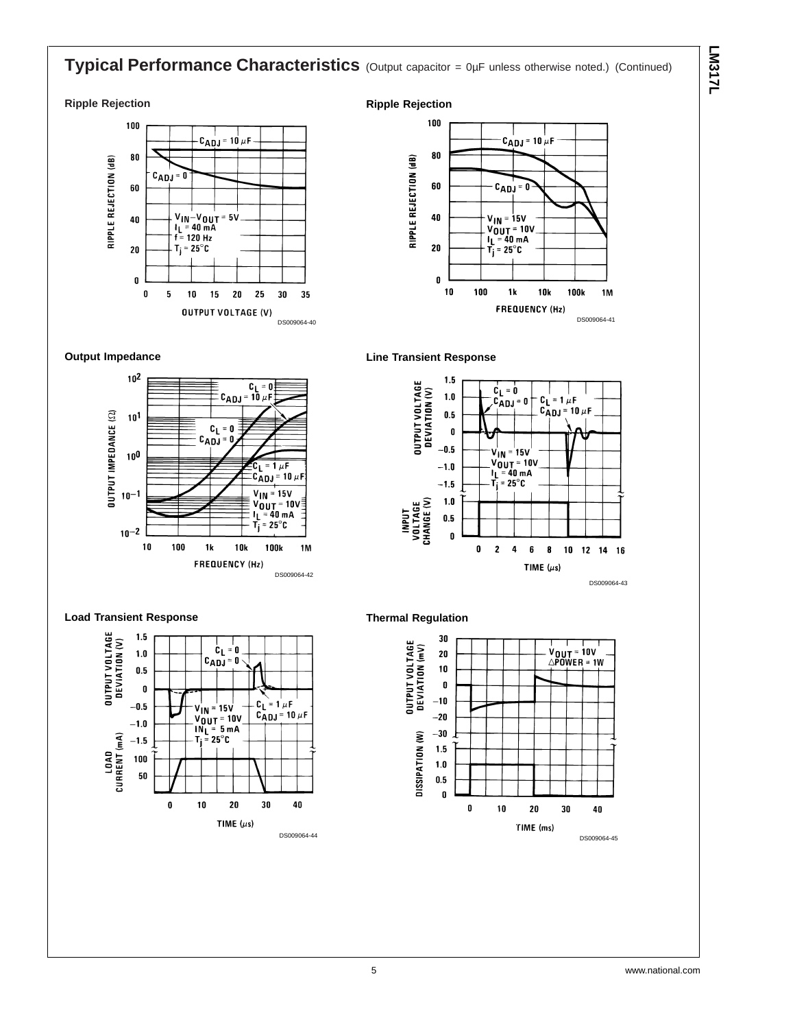## Typical Performance Characteristics (Output capacitor = 0μF unless otherwise noted.) (Continued)

### Ripple Rejection

$C_{ADJ}$ = 10 μF

$C_{ADJ}$ = 0

$V_{IN}-V_{OUT}$ = 5V
$I_L$ = 40 mA
f = 120 Hz
$T_j$ = 25°C

RIPPLE REJECTION (dB) vs. OUTPUT VOLTAGE (V)

DS009064-40

### Ripple Rejection

$C_{ADJ}$ = 10 μF

$C_{ADJ}$ = 0

$V_{IN}$ = 15V
$V_{OUT}$ = 10V
$I_L$ = 40 mA
$T_j$ = 25°C

RIPPLE REJECTION (dB) vs. FREQUENCY (Hz)

DS009064-41

### Output Impedance

$C_L$ = 0
$C_{ADJ}$ = 10 μF

$C_L$ = 0
$C_{ADJ}$ = 0

$C_L$ = 1 μF
$C_{ADJ}$ = 10 μF

$V_{IN}$ = 15V
$V_{OUT}$ = 10V
$I_L$ = 40 mA
$T_j$ = 25°C

OUTPUT IMPEDANCE (Ω) vs. FREQUENCY (Hz)

DS009064-42

### Line Transient Response

$C_L$ = 0
$C_{ADJ}$ = 0

$C_L$ = 1 μF
$C_{ADJ}$ = 10 μF

$V_{IN}$ = 15V
$V_{OUT}$ = 10V
$I_L$ = 40 mA
$T_j$ = 25°C

OUTPUT VOLTAGE DEVIATION (V); INPUT VOLTAGE CHANGE (V) vs. TIME (μs)

DS009064-43

### Load Transient Response

$C_L$ = 0
$C_{ADJ}$ = 0

$C_L$ = 1 μF
$C_{ADJ}$ = 10 μF

$V_{IN}$ = 15V
$V_{OUT}$ = 10V
$IN_L$ = 5 mA
$T_j$ = 25°C

OUTPUT VOLTAGE DEVIATION (V); LOAD CURRENT (mA) vs. TIME (μs)

DS009064-44

### Thermal Regulation

$V_{OUT}$ = 10V
ΔPOWER = 1W

OUTPUT VOLTAGE DEVIATION (mV); DISSIPATION (W) vs. TIME (ms)

DS009064-45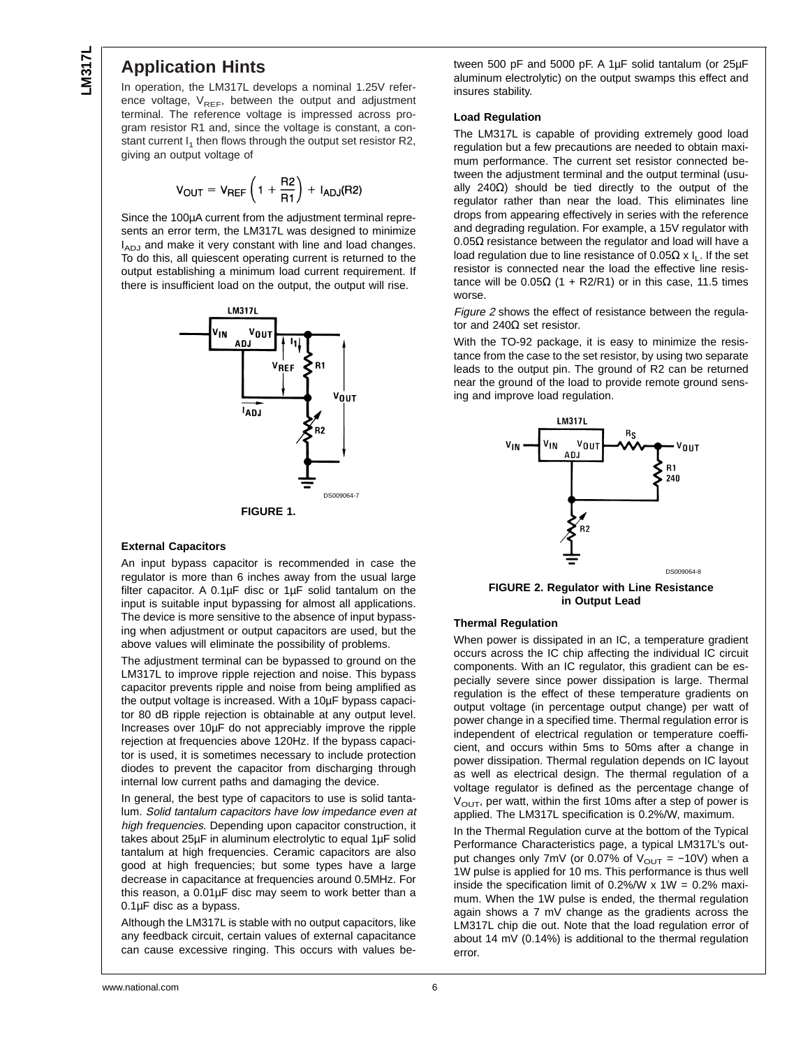## Application Hints

In operation, the LM317L develops a nominal 1.25V reference voltage, $V_{REF}$, between the output and adjustment terminal. The reference voltage is impressed across program resistor R1 and, since the voltage is constant, a constant current $I_1$ then flows through the output set resistor R2, giving an output voltage of

$$V_{OUT} = V_{REF}\left(1 + \frac{R2}{R1}\right) + I_{ADJ}(R2)$$

Since the 100µA current from the adjustment terminal represents an error term, the LM317L was designed to minimize $I_{ADJ}$ and make it very constant with line and load changes. To do this, all quiescent operating current is returned to the output establishing a minimum load current requirement. If there is insufficient load on the output, the output will rise.

**FIGURE 1.**

### External Capacitors

An input bypass capacitor is recommended in case the regulator is more than 6 inches away from the usual large filter capacitor. A 0.1µF disc or 1µF solid tantalum on the input is suitable input bypassing for almost all applications. The device is more sensitive to the absence of input bypassing when adjustment or output capacitors are used, but the above values will eliminate the possibility of problems.

The adjustment terminal can be bypassed to ground on the LM317L to improve ripple rejection and noise. This bypass capacitor prevents ripple and noise from being amplified as the output voltage is increased. With a 10µF bypass capacitor 80 dB ripple rejection is obtainable at any output level. Increases over 10µF do not appreciably improve the ripple rejection at frequencies above 120Hz. If the bypass capacitor is used, it is sometimes necessary to include protection diodes to prevent the capacitor from discharging through internal low current paths and damaging the device.

In general, the best type of capacitors to use is solid tantalum. *Solid tantalum capacitors have low impedance even at high frequencies.* Depending upon capacitor construction, it takes about 25µF in aluminum electrolytic to equal 1µF solid tantalum at high frequencies. Ceramic capacitors are also good at high frequencies; but some types have a large decrease in capacitance at frequencies around 0.5MHz. For this reason, a 0.01µF disc may seem to work better than a 0.1µF disc as a bypass.

Although the LM317L is stable with no output capacitors, like any feedback circuit, certain values of external capacitance can cause excessive ringing. This occurs with values between 500 pF and 5000 pF. A 1µF solid tantalum (or 25µF aluminum electrolytic) on the output swamps this effect and insures stability.

### Load Regulation

The LM317L is capable of providing extremely good load regulation but a few precautions are needed to obtain maximum performance. The current set resistor connected between the adjustment terminal and the output terminal (usually 240Ω) should be tied directly to the output of the regulator rather than near the load. This eliminates line drops from appearing effectively in series with the reference and degrading regulation. For example, a 15V regulator with 0.05Ω resistance between the regulator and load will have a load regulation due to line resistance of 0.05Ω x $I_L$. If the set resistor is connected near the load the effective line resistance will be 0.05Ω (1 + R2/R1) or in this case, 11.5 times worse.

*Figure 2* shows the effect of resistance between the regulator and 240Ω set resistor.

With the TO-92 package, it is easy to minimize the resistance from the case to the set resistor, by using two separate leads to the output pin. The ground of R2 can be returned near the ground of the load to provide remote ground sensing and improve load regulation.

**FIGURE 2. Regulator with Line Resistance in Output Lead**

### Thermal Regulation

When power is dissipated in an IC, a temperature gradient occurs across the IC chip affecting the individual IC circuit components. With an IC regulator, this gradient can be especially severe since power dissipation is large. Thermal regulation is the effect of these temperature gradients on output voltage (in percentage output change) per watt of power change in a specified time. Thermal regulation error is independent of electrical regulation or temperature coefficient, and occurs within 5ms to 50ms after a change in power dissipation. Thermal regulation depends on IC layout as well as electrical design. The thermal regulation of a voltage regulator is defined as the percentage change of $V_{OUT}$, per watt, within the first 10ms after a step of power is applied. The LM317L specification is 0.2%/W, maximum.

In the Thermal Regulation curve at the bottom of the Typical Performance Characteristics page, a typical LM317L's output changes only 7mV (or 0.07% of $V_{OUT}$ = −10V) when a 1W pulse is applied for 10 ms. This performance is thus well inside the specification limit of 0.2%/W x 1W = 0.2% maximum. When the 1W pulse is ended, the thermal regulation again shows a 7 mV change as the gradients across the LM317L chip die out. Note that the load regulation error of about 14 mV (0.14%) is additional to the thermal regulation error.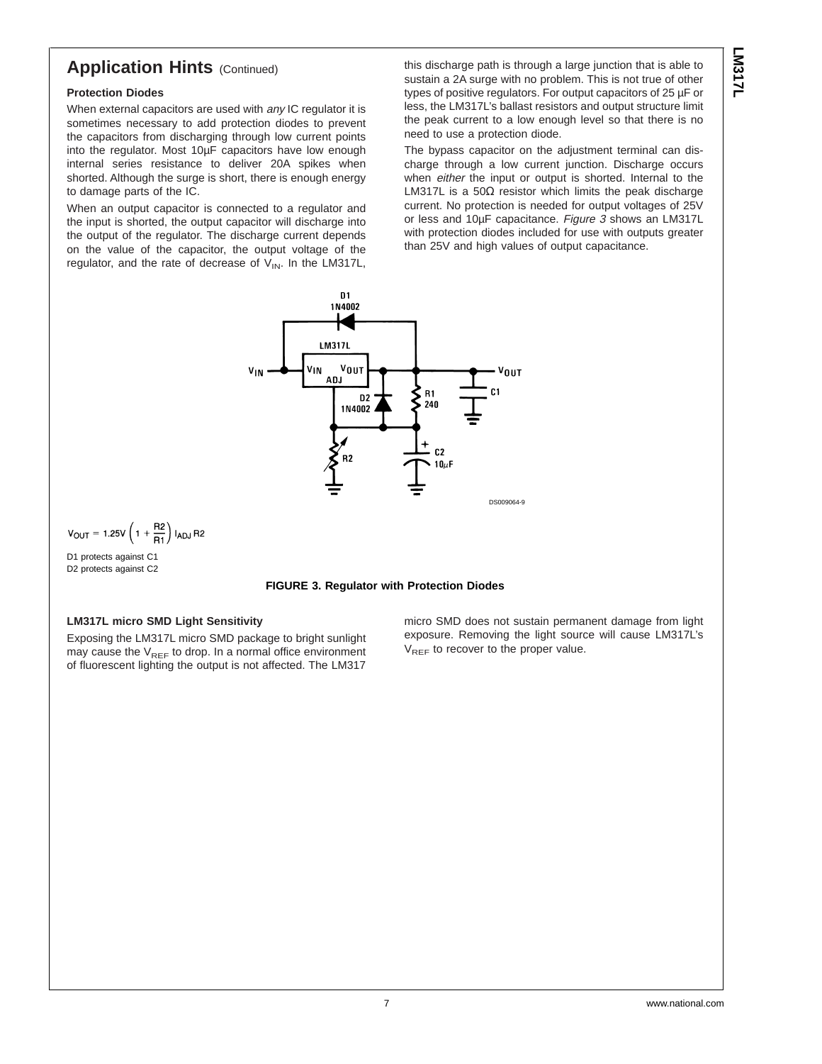## Application Hints (Continued)

### Protection Diodes

When external capacitors are used with *any* IC regulator it is sometimes necessary to add protection diodes to prevent the capacitors from discharging through low current points into the regulator. Most 10µF capacitors have low enough internal series resistance to deliver 20A spikes when shorted. Although the surge is short, there is enough energy to damage parts of the IC.

When an output capacitor is connected to a regulator and the input is shorted, the output capacitor will discharge into the output of the regulator. The discharge current depends on the value of the capacitor, the output voltage of the regulator, and the rate of decrease of $V_{IN}$. In the LM317L, this discharge path is through a large junction that is able to sustain a 2A surge with no problem. This is not true of other types of positive regulators. For output capacitors of 25 µF or less, the LM317L's ballast resistors and output structure limit the peak current to a low enough level so that there is no need to use a protection diode.

The bypass capacitor on the adjustment terminal can discharge through a low current junction. Discharge occurs when *either* the input or output is shorted. Internal to the LM317L is a 50Ω resistor which limits the peak discharge current. No protection is needed for output voltages of 25V or less and 10µF capacitance. *Figure 3* shows an LM317L with protection diodes included for use with outputs greater than 25V and high values of output capacitance.

$$V_{OUT} = 1.25V \left(1 + \frac{R2}{R1}\right) I_{ADJ} R2$$

D1 protects against C1
D2 protects against C2

**FIGURE 3. Regulator with Protection Diodes**

### LM317L micro SMD Light Sensitivity

Exposing the LM317L micro SMD package to bright sunlight may cause the $V_{REF}$ to drop. In a normal office environment of fluorescent lighting the output is not affected. The LM317 micro SMD does not sustain permanent damage from light exposure. Removing the light source will cause LM317L's $V_{REF}$ to recover to the proper value.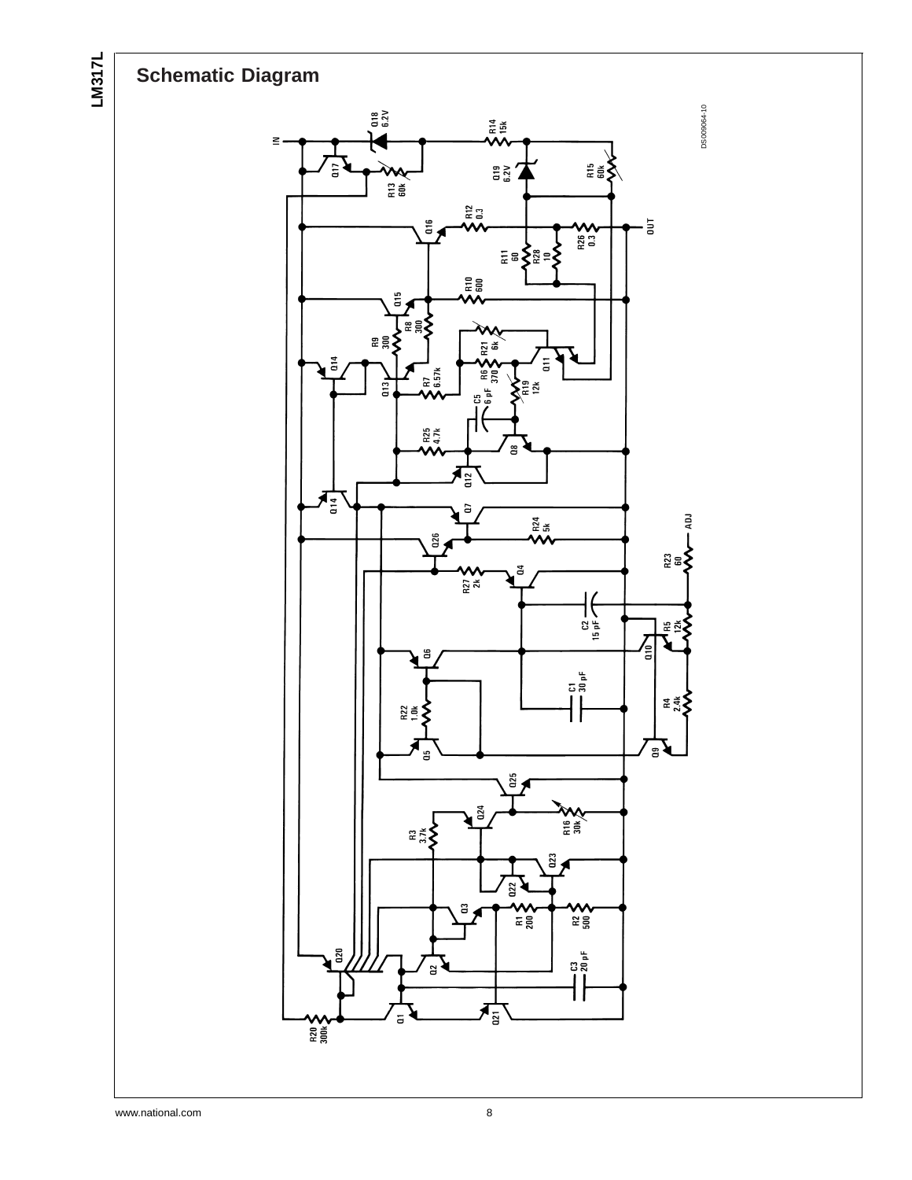## Schematic Diagram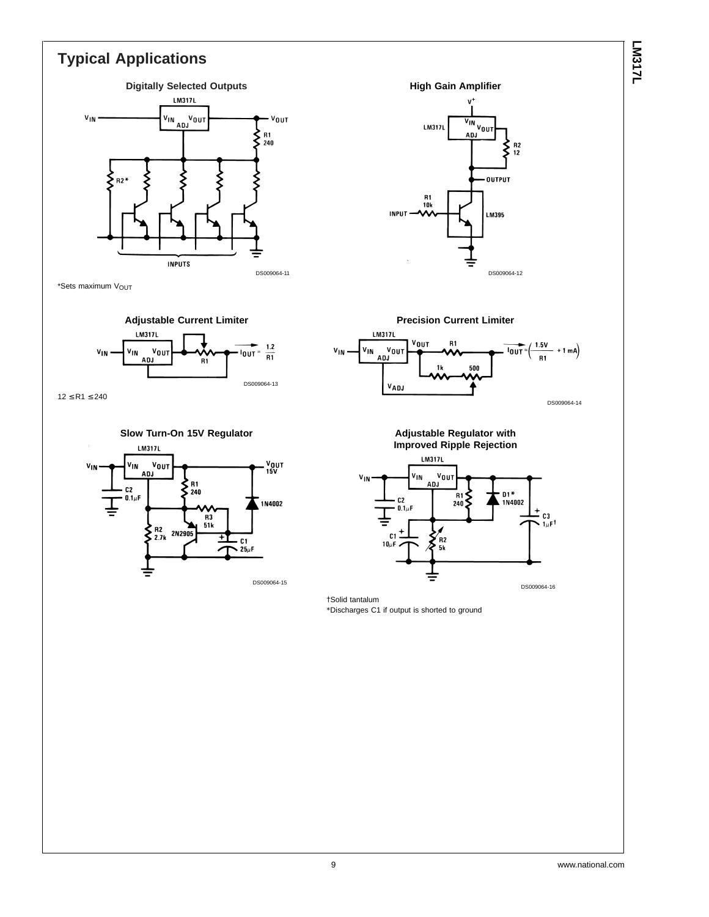## Typical Applications

### Digitally Selected Outputs

DS009064-11

*Sets maximum $V_{OUT}$

### High Gain Amplifier

DS009064-12

### Adjustable Current Limiter

DS009064-13

$12 \leq R1 \leq 240$

### Precision Current Limiter

DS009064-14

### Slow Turn-On 15V Regulator

DS009064-15

### Adjustable Regulator with Improved Ripple Rejection

DS009064-16

†Solid tantalum

*Discharges C1 if output is shorted to ground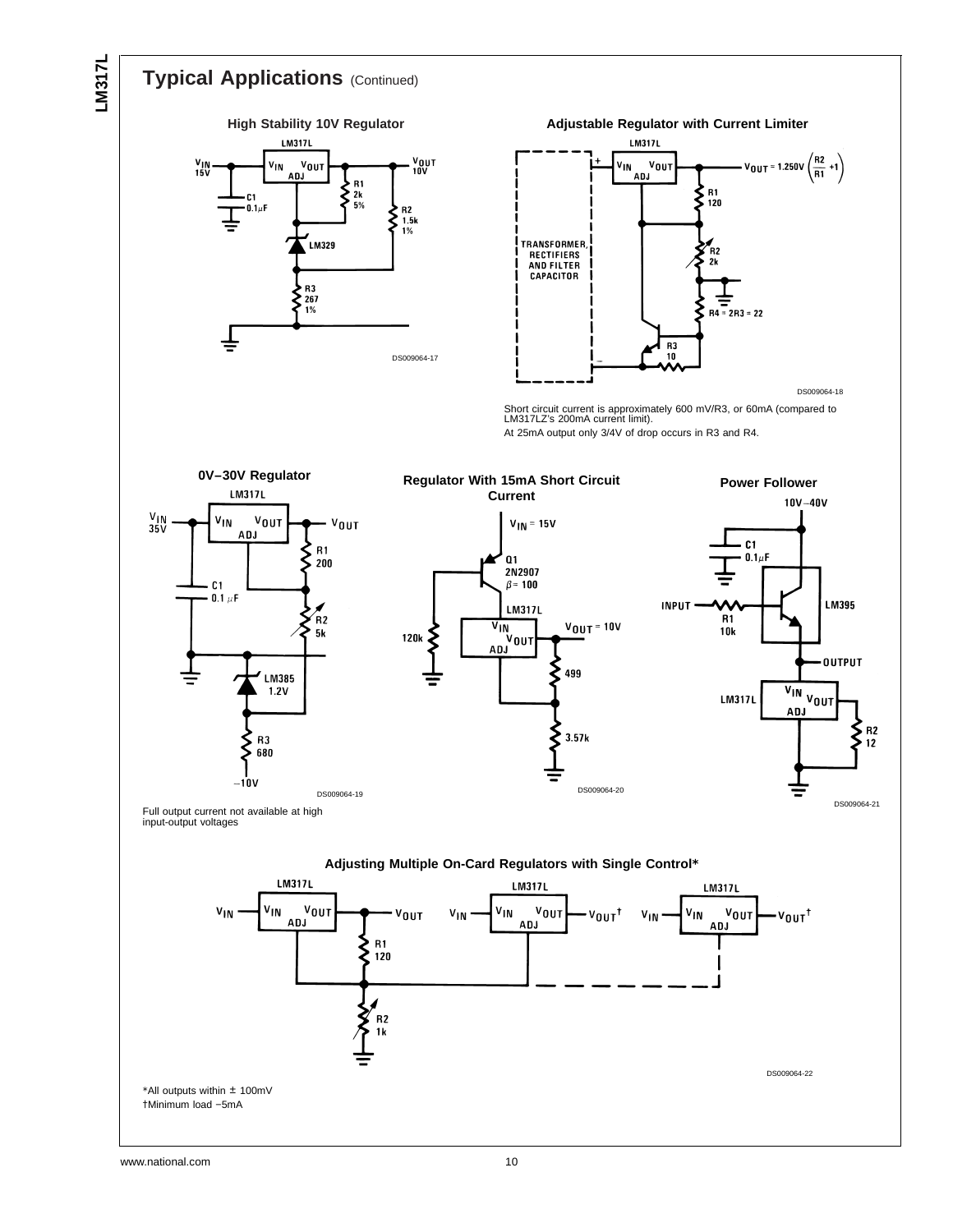## Typical Applications (Continued)

**High Stability 10V Regulator**

DS009064-17

**Adjustable Regulator with Current Limiter**

DS009064-18

Short circuit current is approximately 600 mV/R3, or 60mA (compared to LM317LZ's 200mA current limit).

At 25mA output only 3/4V of drop occurs in R3 and R4.

**0V−30V Regulator**

DS009064-19

Full output current not available at high input-output voltages

**Regulator With 15mA Short Circuit Current**

DS009064-20

**Power Follower**

DS009064-21

**Adjusting Multiple On-Card Regulators with Single Control***

DS009064-22

*All outputs within ± 100mV

†Minimum load −5mA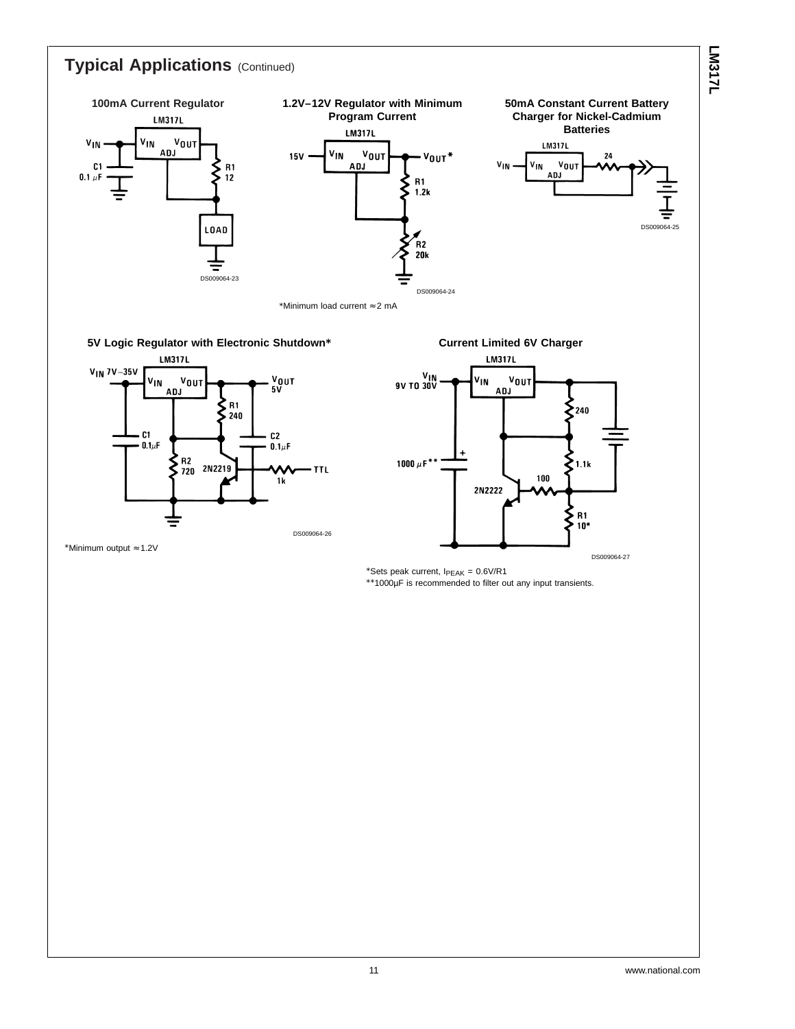## Typical Applications (Continued)

### 100mA Current Regulator

LM317L

$V_{IN}$ — $V_{IN}$ $V_{OUT}$ ADJ

C1 0.1 µF

R1 12

LOAD

DS009064-23

### 1.2V–12V Regulator with Minimum Program Current

LM317L

15V — $V_{IN}$ $V_{OUT}$ ADJ — $V_{OUT}$*

R1 1.2k

R2 20k

DS009064-24

*Minimum load current ≈ 2 mA

### 50mA Constant Current Battery Charger for Nickel-Cadmium Batteries

LM317L

$V_{IN}$ — $V_{IN}$ $V_{OUT}$ ADJ

24

DS009064-25

### 5V Logic Regulator with Electronic Shutdown*

LM317L

$V_{IN}$ 7V–35V — $V_{IN}$ $V_{OUT}$ ADJ — $V_{OUT}$ 5V

R1 240

C1 0.1µF

C2 0.1µF

R2 720

2N2219

1k

TTL

DS009064-26

*Minimum output ≈ 1.2V

### Current Limited 6V Charger

LM317L

$V_{IN}$ 9V TO 30V — $V_{IN}$ $V_{OUT}$ ADJ

240

1000 µF**

1.1k

100

2N2222

R1 10*

DS009064-27

*Sets peak current, $I_{PEAK}$ = 0.6V/R1

**1000µF is recommended to filter out any input transients.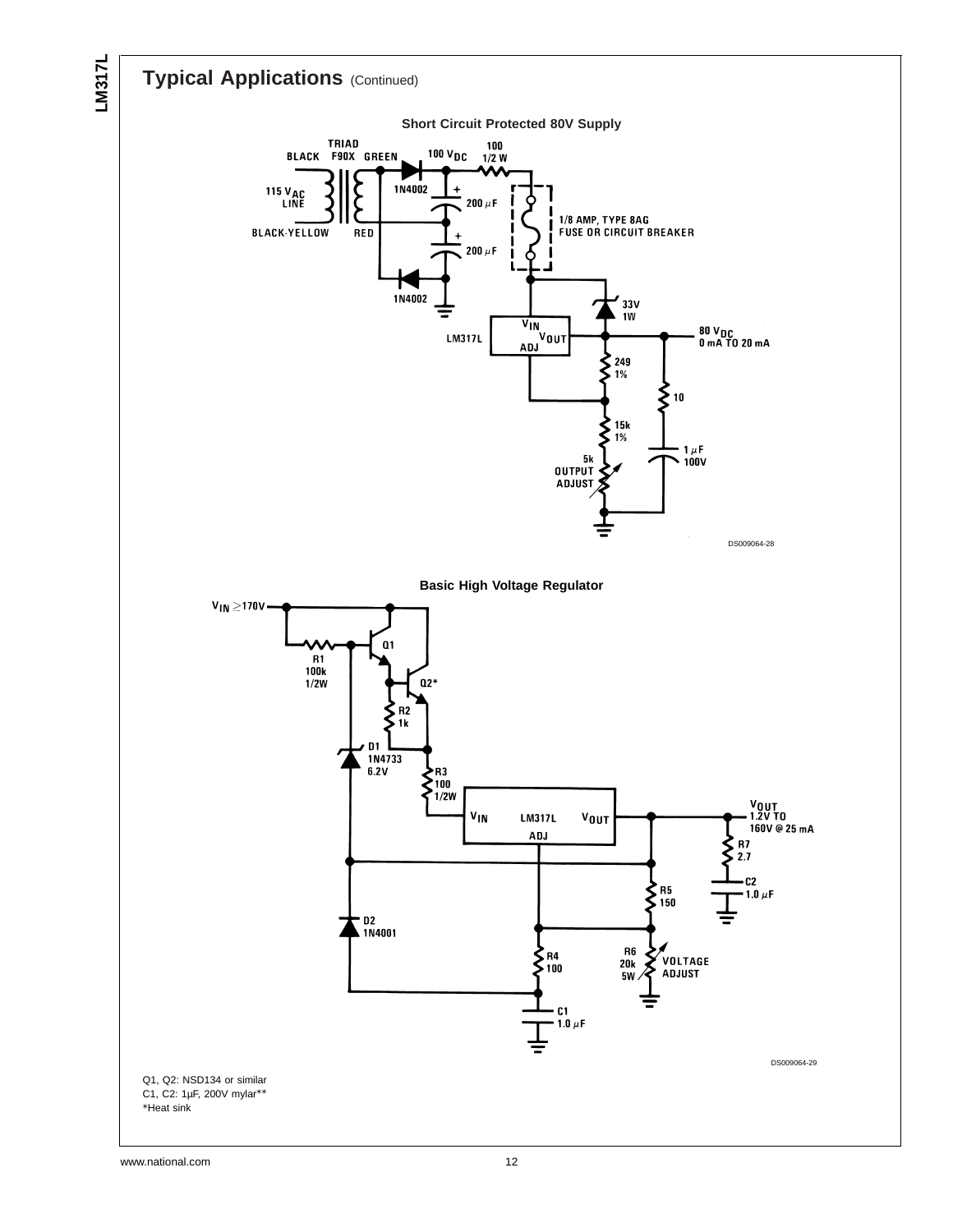## Typical Applications (Continued)

**Short Circuit Protected 80V Supply**

DS009064-28

**Basic High Voltage Regulator**

DS009064-29

Q1, Q2: NSD134 or similar
C1, C2: 1μF, 200V mylar**
*Heat sink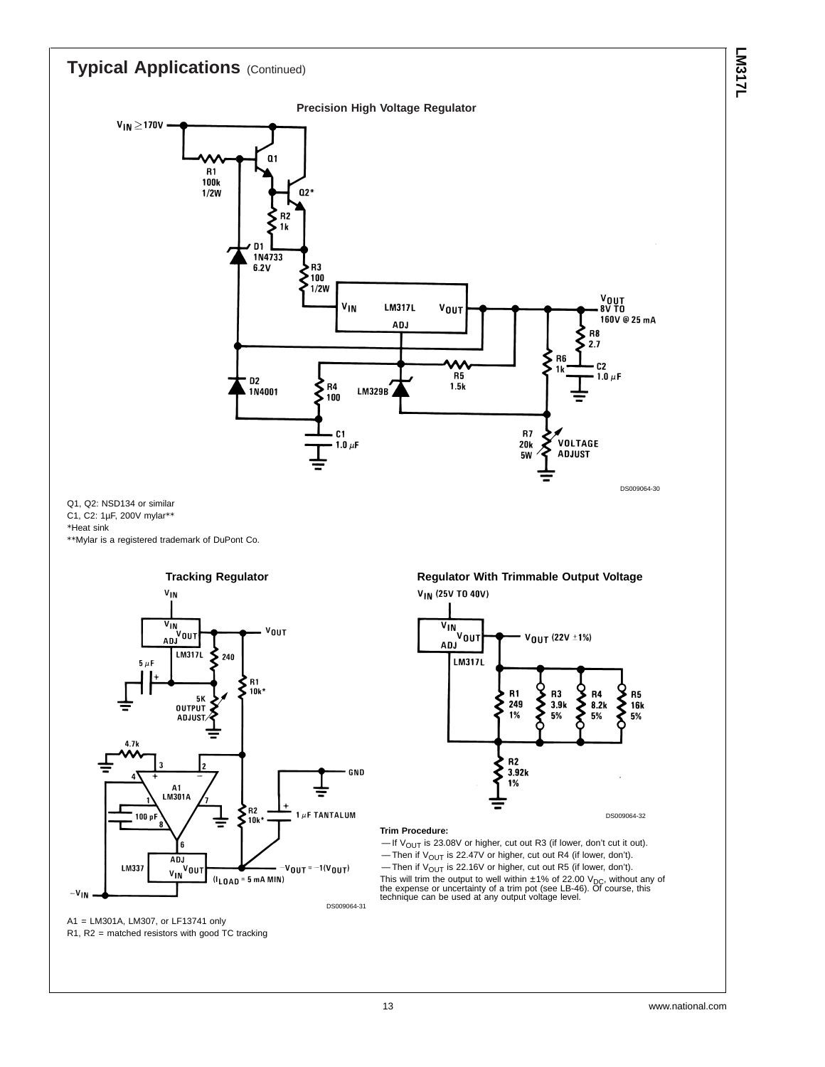## Typical Applications (Continued)

**Precision High Voltage Regulator**

DS009064-30

Q1, Q2: NSD134 or similar

C1, C2: 1µF, 200V mylar**

*Heat sink

**Mylar is a registered trademark of DuPont Co.

**Tracking Regulator**

DS009064-31

A1 = LM301A, LM307, or LF13741 only

R1, R2 = matched resistors with good TC tracking

**Regulator With Trimmable Output Voltage**

DS009064-32

**Trim Procedure:**

— If $V_{OUT}$ is 23.08V or higher, cut out R3 (if lower, don't cut it out).

— Then if $V_{OUT}$ is 22.47V or higher, cut out R4 (if lower, don't).

— Then if $V_{OUT}$ is 22.16V or higher, cut out R5 (if lower, don't).

This will trim the output to well within ±1% of 22.00 $V_{DC}$, without any of the expense or uncertainty of a trim pot (see LB-46). Of course, this technique can be used at any output voltage level.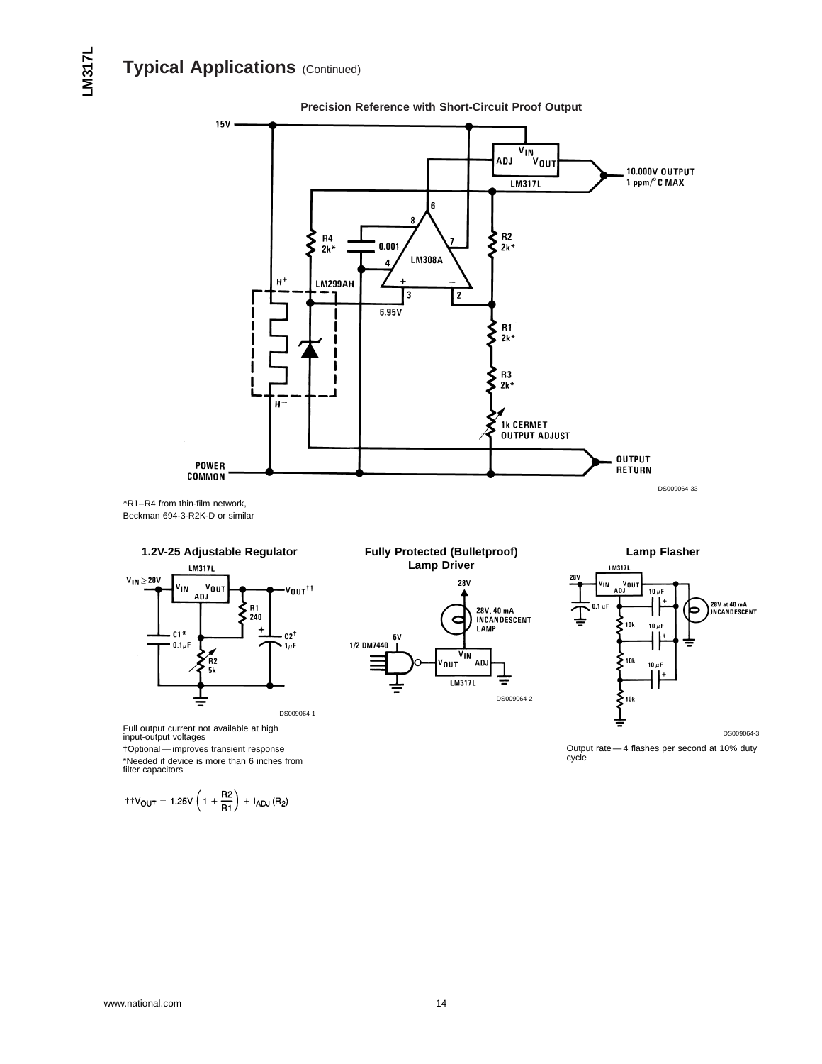## Typical Applications (Continued)

**Precision Reference with Short-Circuit Proof Output**

*R1–R4 from thin-film network, Beckman 694-3-R2K-D or similar

**1.2V-25 Adjustable Regulator**

Full output current not available at high input-output voltages

†Optional — improves transient response

*Needed if device is more than 6 inches from filter capacitors

$$\dagger\dagger V_{OUT} = 1.25V\left(1 + \frac{R2}{R1}\right) + I_{ADJ}(R_2)$$

**Fully Protected (Bulletproof) Lamp Driver**

**Lamp Flasher**

Output rate — 4 flashes per second at 10% duty cycle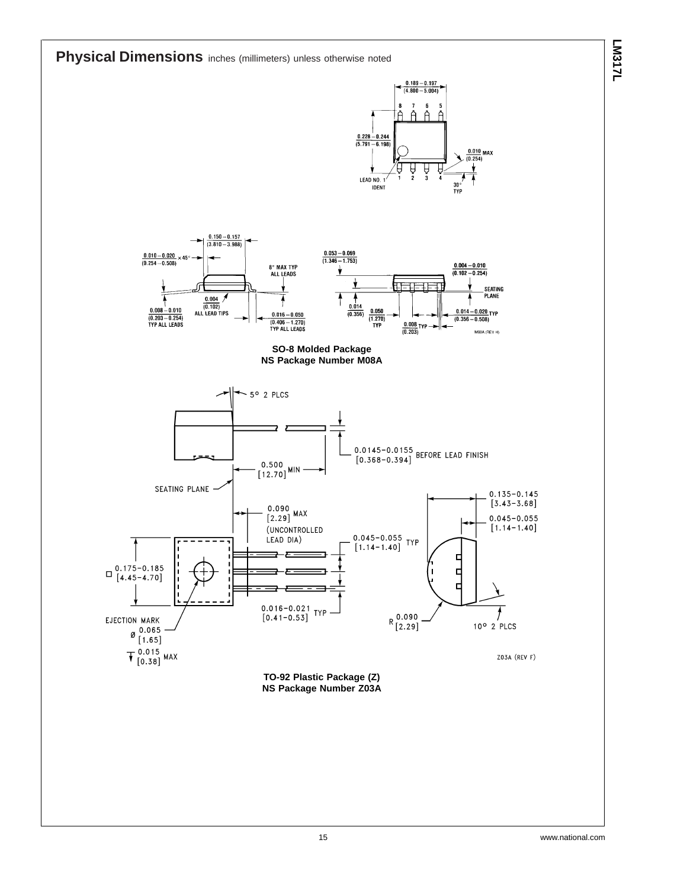## Physical Dimensions inches (millimeters) unless otherwise noted

**SO-8 Molded Package**
**NS Package Number M08A**

**TO-92 Plastic Package (Z)**
**NS Package Number Z03A**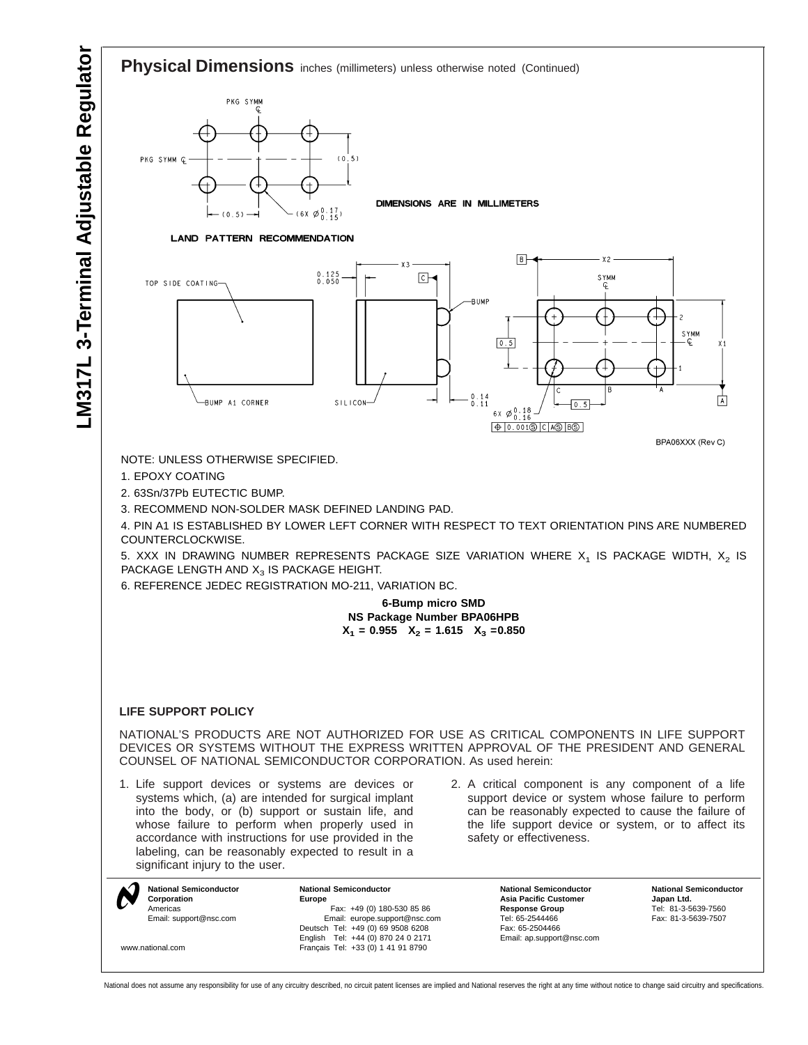## Physical Dimensions inches (millimeters) unless otherwise noted (Continued)

PKG SYMM
PKG SYMM
(0.5)
(0.5)
(6X Ø 0.17 0.15)
DIMENSIONS ARE IN MILLIMETERS
LAND PATTERN RECOMMENDATION

TOP SIDE COATING
BUMP A1 CORNER
0.125
0.050
X3
C
BUMP
SILICON
0.14
0.11
B
X2
SYMM
2
SYMM
0.5
X1
1
C B A
0.5
A
6X Ø 0.18 0.16
0.001Ⓢ C AⓈ BⓈ

BPA06XXX (Rev C)

NOTE: UNLESS OTHERWISE SPECIFIED.

1. EPOXY COATING
2. 63Sn/37Pb EUTECTIC BUMP.
3. RECOMMEND NON-SOLDER MASK DEFINED LANDING PAD.
4. PIN A1 IS ESTABLISHED BY LOWER LEFT CORNER WITH RESPECT TO TEXT ORIENTATION PINS ARE NUMBERED COUNTERCLOCKWISE.
5. XXX IN DRAWING NUMBER REPRESENTS PACKAGE SIZE VARIATION WHERE $X_1$ IS PACKAGE WIDTH, $X_2$ IS PACKAGE LENGTH AND $X_3$ IS PACKAGE HEIGHT.
6. REFERENCE JEDEC REGISTRATION MO-211, VARIATION BC.

**6-Bump micro SMD**
**NS Package Number BPA06HPB**
**$X_1$ = 0.955 $X_2$ = 1.615 $X_3$ =0.850**

### LIFE SUPPORT POLICY

NATIONAL'S PRODUCTS ARE NOT AUTHORIZED FOR USE AS CRITICAL COMPONENTS IN LIFE SUPPORT DEVICES OR SYSTEMS WITHOUT THE EXPRESS WRITTEN APPROVAL OF THE PRESIDENT AND GENERAL COUNSEL OF NATIONAL SEMICONDUCTOR CORPORATION. As used herein:

1. Life support devices or systems are devices or systems which, (a) are intended for surgical implant into the body, or (b) support or sustain life, and whose failure to perform when properly used in accordance with instructions for use provided in the labeling, can be reasonably expected to result in a significant injury to the user.
2. A critical component is any component of a life support device or system whose failure to perform can be reasonably expected to cause the failure of the life support device or system, or to affect its safety or effectiveness.

**National Semiconductor Corporation**
Americas
Email: support@nsc.com

www.national.com

**National Semiconductor Europe**
Fax: +49 (0) 180-530 85 86
Email: europe.support@nsc.com
Deutsch Tel: +49 (0) 69 9508 6208
English Tel: +44 (0) 870 24 0 2171
Français Tel: +33 (0) 1 41 91 8790

**National Semiconductor Asia Pacific Customer Response Group**
Tel: 65-2544466
Fax: 65-2504466
Email: ap.support@nsc.com

**National Semiconductor Japan Ltd.**
Tel: 81-3-5639-7560
Fax: 81-3-5639-7507

National does not assume any responsibility for use of any circuitry described, no circuit patent licenses are implied and National reserves the right at any time without notice to change said circuitry and specifications.